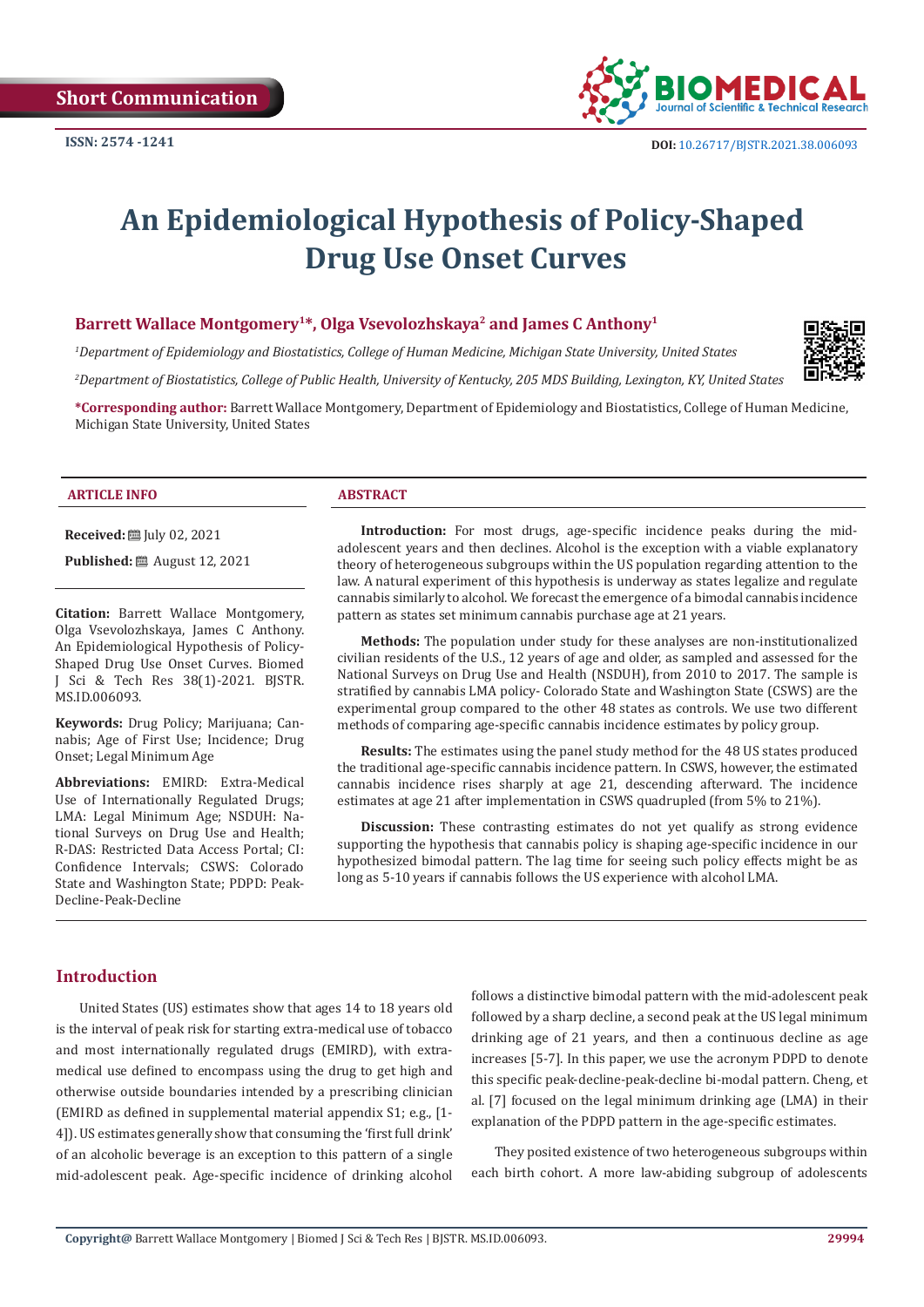Short Communication

ISSN: 2574 -1241

DOI: 10.26717/BJSTR.2021.38.006093

# An Epidemiological Hypothesis of Policy-Shaped Drug Use Onset Curves

**Barrett Wallace Montgomery[1]*, Olga Vsevolozhskaya[2] and James C Anthony[1]**

[1]*Department of Epidemiology and Biostatistics, College of Human Medicine, Michigan State University, United States*

[2]*Department of Biostatistics, College of Public Health, University of Kentucky, 205 MDS Building, Lexington, KY, United States*

**\*Corresponding author:** Barrett Wallace Montgomery, Department of Epidemiology and Biostatistics, College of Human Medicine, Michigan State University, United States

### ARTICLE INFO

**Received:** July 02, 2021

**Published:** August 12, 2021

**Citation:** Barrett Wallace Montgomery, Olga Vsevolozhskaya, James C Anthony. An Epidemiological Hypothesis of Policy-Shaped Drug Use Onset Curves. Biomed J Sci & Tech Res 38(1)-2021. BJSTR. MS.ID.006093.

**Keywords:** Drug Policy; Marijuana; Cannabis; Age of First Use; Incidence; Drug Onset; Legal Minimum Age

**Abbreviations:** EMIRD: Extra-Medical Use of Internationally Regulated Drugs; LMA: Legal Minimum Age; NSDUH: National Surveys on Drug Use and Health; R-DAS: Restricted Data Access Portal; CI: Confidence Intervals; CSWS: Colorado State and Washington State; PDPD: Peak-Decline-Peak-Decline

### ABSTRACT

**Introduction:** For most drugs, age-specific incidence peaks during the mid-adolescent years and then declines. Alcohol is the exception with a viable explanatory theory of heterogeneous subgroups within the US population regarding attention to the law. A natural experiment of this hypothesis is underway as states legalize and regulate cannabis similarly to alcohol. We forecast the emergence of a bimodal cannabis incidence pattern as states set minimum cannabis purchase age at 21 years.

**Methods:** The population under study for these analyses are non-institutionalized civilian residents of the U.S., 12 years of age and older, as sampled and assessed for the National Surveys on Drug Use and Health (NSDUH), from 2010 to 2017. The sample is stratified by cannabis LMA policy- Colorado State and Washington State (CSWS) are the experimental group compared to the other 48 states as controls. We use two different methods of comparing age-specific cannabis incidence estimates by policy group.

**Results:** The estimates using the panel study method for the 48 US states produced the traditional age-specific cannabis incidence pattern. In CSWS, however, the estimated cannabis incidence rises sharply at age 21, descending afterward. The incidence estimates at age 21 after implementation in CSWS quadrupled (from 5% to 21%).

**Discussion:** These contrasting estimates do not yet qualify as strong evidence supporting the hypothesis that cannabis policy is shaping age-specific incidence in our hypothesized bimodal pattern. The lag time for seeing such policy effects might be as long as 5-10 years if cannabis follows the US experience with alcohol LMA.

## Introduction

United States (US) estimates show that ages 14 to 18 years old is the interval of peak risk for starting extra-medical use of tobacco and most internationally regulated drugs (EMIRD), with extra-medical use defined to encompass using the drug to get high and otherwise outside boundaries intended by a prescribing clinician (EMIRD as defined in supplemental material appendix S1; e.g., [1-4]). US estimates generally show that consuming the 'first full drink' of an alcoholic beverage is an exception to this pattern of a single mid-adolescent peak. Age-specific incidence of drinking alcohol follows a distinctive bimodal pattern with the mid-adolescent peak followed by a sharp decline, a second peak at the US legal minimum drinking age of 21 years, and then a continuous decline as age increases [5-7]. In this paper, we use the acronym PDPD to denote this specific peak-decline-peak-decline bi-modal pattern. Cheng, et al. [7] focused on the legal minimum drinking age (LMA) in their explanation of the PDPD pattern in the age-specific estimates.

They posited existence of two heterogeneous subgroups within each birth cohort. A more law-abiding subgroup of adolescents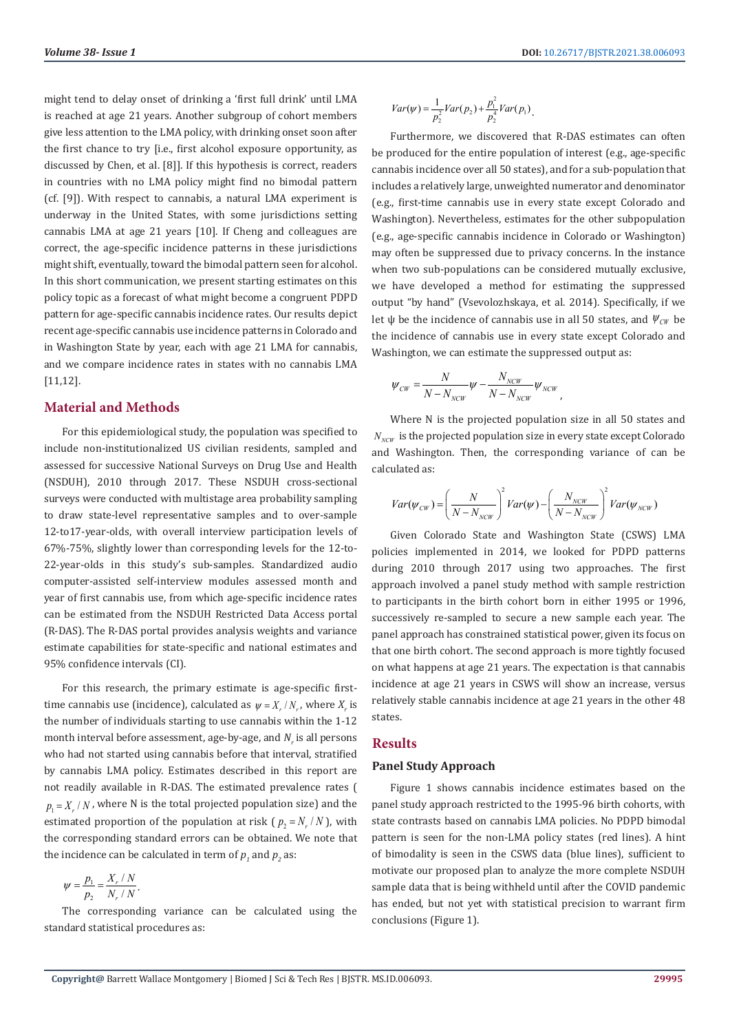might tend to delay onset of drinking a 'first full drink' until LMA is reached at age 21 years. Another subgroup of cohort members give less attention to the LMA policy, with drinking onset soon after the first chance to try [i.e., first alcohol exposure opportunity, as discussed by Chen, et al. [8]]. If this hypothesis is correct, readers in countries with no LMA policy might find no bimodal pattern (cf. [9]). With respect to cannabis, a natural LMA experiment is underway in the United States, with some jurisdictions setting cannabis LMA at age 21 years [10]. If Cheng and colleagues are correct, the age-specific incidence patterns in these jurisdictions might shift, eventually, toward the bimodal pattern seen for alcohol. In this short communication, we present starting estimates on this policy topic as a forecast of what might become a congruent PDPD pattern for age-specific cannabis incidence rates. Our results depict recent age-specific cannabis use incidence patterns in Colorado and in Washington State by year, each with age 21 LMA for cannabis, and we compare incidence rates in states with no cannabis LMA [11,12].

## Material and Methods

For this epidemiological study, the population was specified to include non-institutionalized US civilian residents, sampled and assessed for successive National Surveys on Drug Use and Health (NSDUH), 2010 through 2017. These NSDUH cross-sectional surveys were conducted with multistage area probability sampling to draw state-level representative samples and to over-sample 12-to17-year-olds, with overall interview participation levels of 67%-75%, slightly lower than corresponding levels for the 12-to-22-year-olds in this study's sub-samples. Standardized audio computer-assisted self-interview modules assessed month and year of first cannabis use, from which age-specific incidence rates can be estimated from the NSDUH Restricted Data Access portal (R-DAS). The R-DAS portal provides analysis weights and variance estimate capabilities for state-specific and national estimates and 95% confidence intervals (CI).

For this research, the primary estimate is age-specific first-time cannabis use (incidence), calculated as $\psi = X_r / N_r$, where $X_r$ is the number of individuals starting to use cannabis within the 1-12 month interval before assessment, age-by-age, and $N_r$ is all persons who had not started using cannabis before that interval, stratified by cannabis LMA policy. Estimates described in this report are not readily available in R-DAS. The estimated prevalence rates ($p_1 = X_r / N$, where N is the total projected population size) and the estimated proportion of the population at risk ($p_2 = N_r / N$), with the corresponding standard errors can be obtained. We note that the incidence can be calculated in term of $p_1$ and $p_2$ as:

$$\psi = \frac{p_1}{p_2} = \frac{X_r / N}{N_r / N}.$$

The corresponding variance can be calculated using the standard statistical procedures as:

$$Var(\psi) = \frac{1}{p_2^2} Var(p_2) + \frac{p_1^2}{p_2^4} Var(p_1).$$

Furthermore, we discovered that R-DAS estimates can often be produced for the entire population of interest (e.g., age-specific cannabis incidence over all 50 states), and for a sub-population that includes a relatively large, unweighted numerator and denominator (e.g., first-time cannabis use in every state except Colorado and Washington). Nevertheless, estimates for the other subpopulation (e.g., age-specific cannabis incidence in Colorado or Washington) may often be suppressed due to privacy concerns. In the instance when two sub-populations can be considered mutually exclusive, we have developed a method for estimating the suppressed output "by hand" (Vsevolozhskaya, et al. 2014). Specifically, if we let ψ be the incidence of cannabis use in all 50 states, and $\psi_{CW}$ be the incidence of cannabis use in every state except Colorado and Washington, we can estimate the suppressed output as:

$$\psi_{CW} = \frac{N}{N - N_{NCW}} \psi - \frac{N_{NCW}}{N - N_{NCW}} \psi_{NCW},$$

Where N is the projected population size in all 50 states and $N_{NCW}$ is the projected population size in every state except Colorado and Washington. Then, the corresponding variance of can be calculated as:

$$Var(\psi_{CW}) = \left( \frac{N}{N - N_{NCW}} \right)^2 Var(\psi) - \left( \frac{N_{NCW}}{N - N_{NCW}} \right)^2 Var(\psi_{NCW})$$

Given Colorado State and Washington State (CSWS) LMA policies implemented in 2014, we looked for PDPD patterns during 2010 through 2017 using two approaches. The first approach involved a panel study method with sample restriction to participants in the birth cohort born in either 1995 or 1996, successively re-sampled to secure a new sample each year. The panel approach has constrained statistical power, given its focus on that one birth cohort. The second approach is more tightly focused on what happens at age 21 years. The expectation is that cannabis incidence at age 21 years in CSWS will show an increase, versus relatively stable cannabis incidence at age 21 years in the other 48 states.

## Results

### Panel Study Approach

Figure 1 shows cannabis incidence estimates based on the panel study approach restricted to the 1995-96 birth cohorts, with state contrasts based on cannabis LMA policies. No PDPD bimodal pattern is seen for the non-LMA policy states (red lines). A hint of bimodality is seen in the CSWS data (blue lines), sufficient to motivate our proposed plan to analyze the more complete NSDUH sample data that is being withheld until after the COVID pandemic has ended, but not yet with statistical precision to warrant firm conclusions (Figure 1).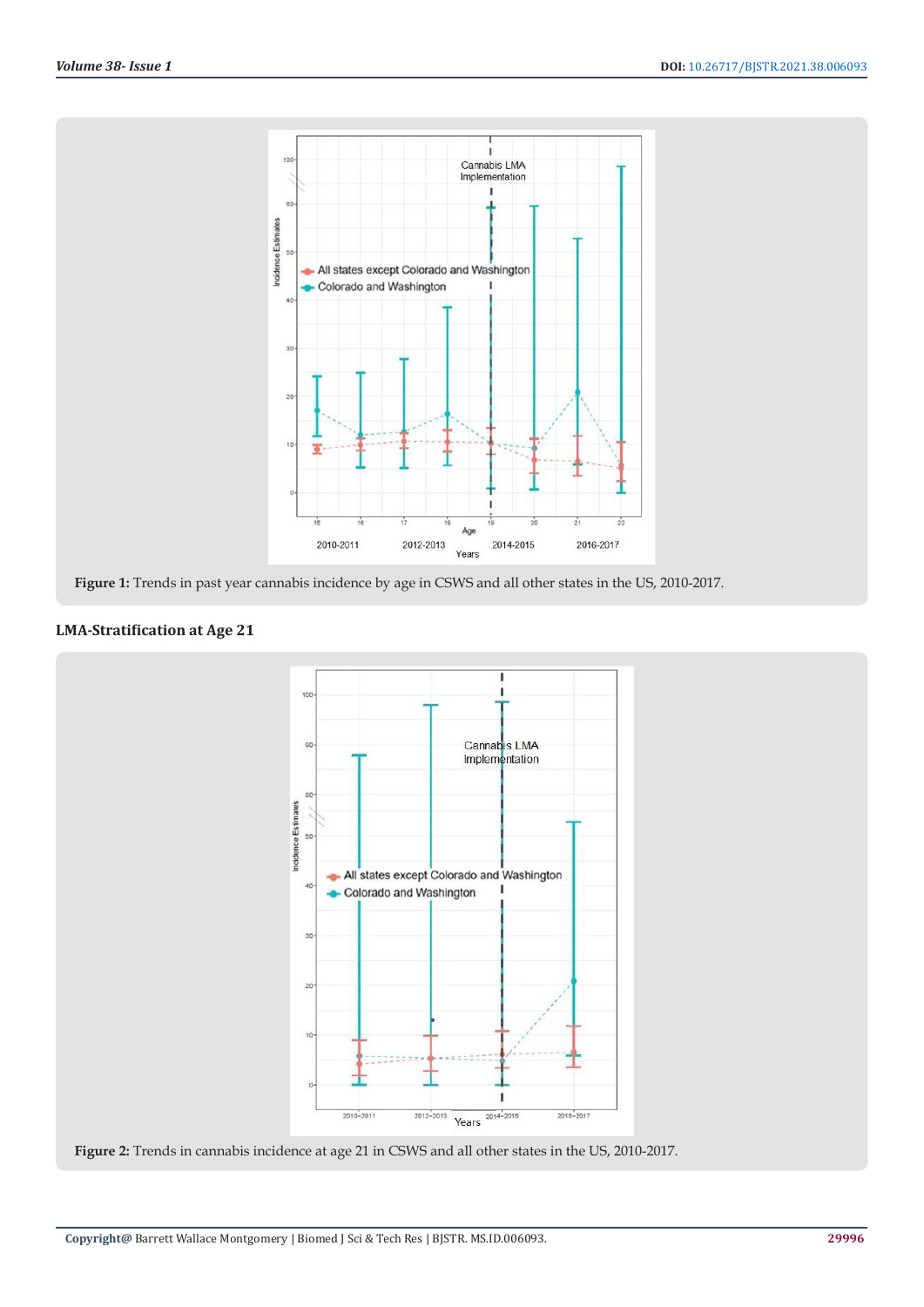Figure 1: Trends in past year cannabis incidence by age in CSWS and all other states in the US, 2010-2017.

## LMA-Stratification at Age 21

Figure 2: Trends in cannabis incidence at age 21 in CSWS and all other states in the US, 2010-2017.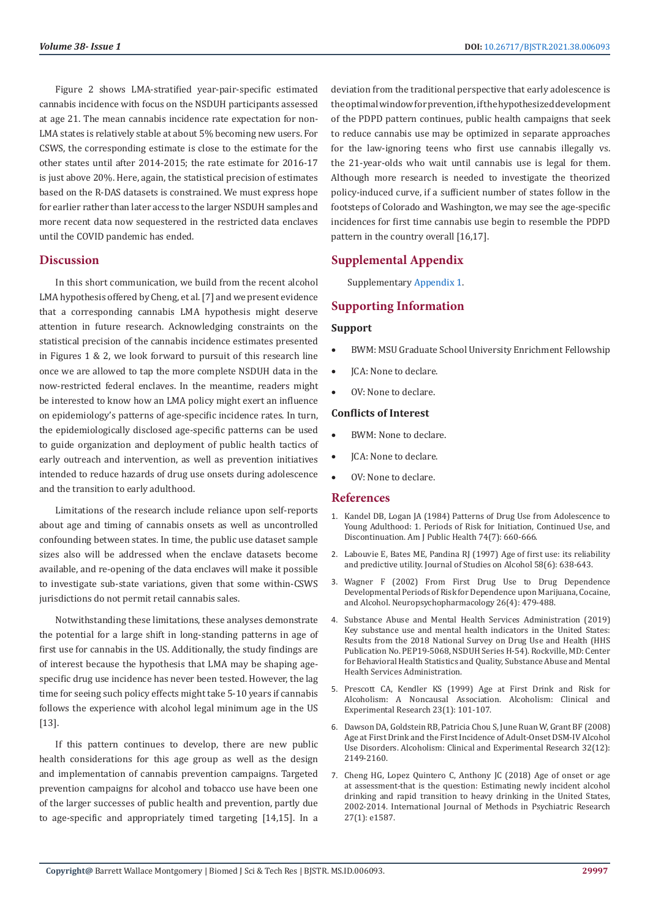Figure 2 shows LMA-stratified year-pair-specific estimated cannabis incidence with focus on the NSDUH participants assessed at age 21. The mean cannabis incidence rate expectation for non-LMA states is relatively stable at about 5% becoming new users. For CSWS, the corresponding estimate is close to the estimate for the other states until after 2014-2015; the rate estimate for 2016-17 is just above 20%. Here, again, the statistical precision of estimates based on the R-DAS datasets is constrained. We must express hope for earlier rather than later access to the larger NSDUH samples and more recent data now sequestered in the restricted data enclaves until the COVID pandemic has ended.

## Discussion

In this short communication, we build from the recent alcohol LMA hypothesis offered by Cheng, et al. [7] and we present evidence that a corresponding cannabis LMA hypothesis might deserve attention in future research. Acknowledging constraints on the statistical precision of the cannabis incidence estimates presented in Figures 1 & 2, we look forward to pursuit of this research line once we are allowed to tap the more complete NSDUH data in the now-restricted federal enclaves. In the meantime, readers might be interested to know how an LMA policy might exert an influence on epidemiology's patterns of age-specific incidence rates. In turn, the epidemiologically disclosed age-specific patterns can be used to guide organization and deployment of public health tactics of early outreach and intervention, as well as prevention initiatives intended to reduce hazards of drug use onsets during adolescence and the transition to early adulthood.

Limitations of the research include reliance upon self-reports about age and timing of cannabis onsets as well as uncontrolled confounding between states. In time, the public use dataset sample sizes also will be addressed when the enclave datasets become available, and re-opening of the data enclaves will make it possible to investigate sub-state variations, given that some within-CSWS jurisdictions do not permit retail cannabis sales.

Notwithstanding these limitations, these analyses demonstrate the potential for a large shift in long-standing patterns in age of first use for cannabis in the US. Additionally, the study findings are of interest because the hypothesis that LMA may be shaping age-specific drug use incidence has never been tested. However, the lag time for seeing such policy effects might take 5-10 years if cannabis follows the experience with alcohol legal minimum age in the US [13].

If this pattern continues to develop, there are new public health considerations for this age group as well as the design and implementation of cannabis prevention campaigns. Targeted prevention campaigns for alcohol and tobacco use have been one of the larger successes of public health and prevention, partly due to age-specific and appropriately timed targeting [14,15]. In a deviation from the traditional perspective that early adolescence is the optimal window for prevention, if the hypothesized development of the PDPD pattern continues, public health campaigns that seek to reduce cannabis use may be optimized in separate approaches for the law-ignoring teens who first use cannabis illegally vs. the 21-year-olds who wait until cannabis use is legal for them. Although more research is needed to investigate the theorized policy-induced curve, if a sufficient number of states follow in the footsteps of Colorado and Washington, we may see the age-specific incidences for first time cannabis use begin to resemble the PDPD pattern in the country overall [16,17].

## Supplemental Appendix

Supplementary Appendix 1.

## Supporting Information

### Support

- BWM: MSU Graduate School University Enrichment Fellowship
- JCA: None to declare.
- OV: None to declare.

### Conflicts of Interest

- BWM: None to declare.
- JCA: None to declare.
- OV: None to declare.

## References

1. Kandel DB, Logan JA (1984) Patterns of Drug Use from Adolescence to Young Adulthood: 1. Periods of Risk for Initiation, Continued Use, and Discontinuation. Am J Public Health 74(7): 660-666.
2. Labouvie E, Bates ME, Pandina RJ (1997) Age of first use: its reliability and predictive utility. Journal of Studies on Alcohol 58(6): 638-643.
3. Wagner F (2002) From First Drug Use to Drug Dependence Developmental Periods of Risk for Dependence upon Marijuana, Cocaine, and Alcohol. Neuropsychopharmacology 26(4): 479-488.
4. Substance Abuse and Mental Health Services Administration (2019) Key substance use and mental health indicators in the United States: Results from the 2018 National Survey on Drug Use and Health (HHS Publication No. PEP19-5068, NSDUH Series H-54). Rockville, MD: Center for Behavioral Health Statistics and Quality, Substance Abuse and Mental Health Services Administration.
5. Prescott CA, Kendler KS (1999) Age at First Drink and Risk for Alcoholism: A Noncausal Association. Alcoholism: Clinical and Experimental Research 23(1): 101-107.
6. Dawson DA, Goldstein RB, Patricia Chou S, June Ruan W, Grant BF (2008) Age at First Drink and the First Incidence of Adult-Onset DSM-IV Alcohol Use Disorders. Alcoholism: Clinical and Experimental Research 32(12): 2149-2160.
7. Cheng HG, Lopez Quintero C, Anthony JC (2018) Age of onset or age at assessment-that is the question: Estimating newly incident alcohol drinking and rapid transition to heavy drinking in the United States, 2002-2014. International Journal of Methods in Psychiatric Research 27(1): e1587.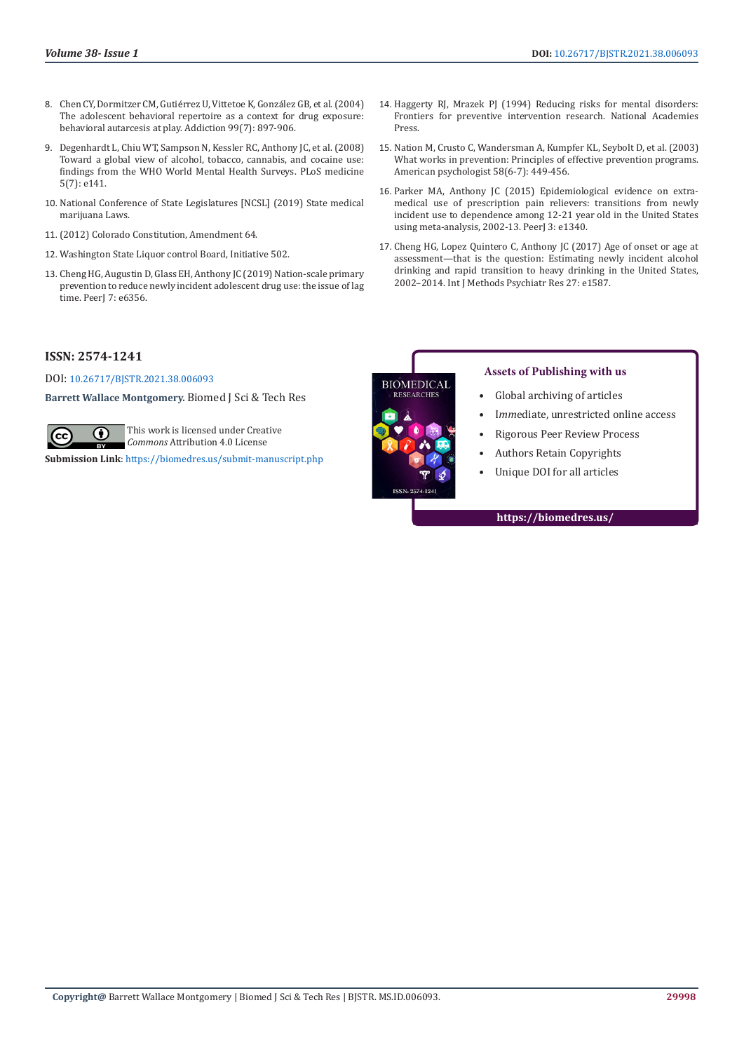8. Chen CY, Dormitzer CM, Gutiérrez U, Vittetoe K, González GB, et al. (2004) The adolescent behavioral repertoire as a context for drug exposure: behavioral autarcesis at play. Addiction 99(7): 897-906.

9. Degenhardt L, Chiu WT, Sampson N, Kessler RC, Anthony JC, et al. (2008) Toward a global view of alcohol, tobacco, cannabis, and cocaine use: findings from the WHO World Mental Health Surveys. PLoS medicine 5(7): e141.

10. National Conference of State Legislatures [NCSL] (2019) State medical marijuana Laws.

11. (2012) Colorado Constitution, Amendment 64.

12. Washington State Liquor control Board, Initiative 502.

13. Cheng HG, Augustin D, Glass EH, Anthony JC (2019) Nation-scale primary prevention to reduce newly incident adolescent drug use: the issue of lag time. PeerJ 7: e6356.

14. Haggerty RJ, Mrazek PJ (1994) Reducing risks for mental disorders: Frontiers for preventive intervention research. National Academies Press.

15. Nation M, Crusto C, Wandersman A, Kumpfer KL, Seybolt D, et al. (2003) What works in prevention: Principles of effective prevention programs. American psychologist 58(6-7): 449-456.

16. Parker MA, Anthony JC (2015) Epidemiological evidence on extra-medical use of prescription pain relievers: transitions from newly incident use to dependence among 12-21 year old in the United States using meta-analysis, 2002-13. PeerJ 3: e1340.

17. Cheng HG, Lopez Quintero C, Anthony JC (2017) Age of onset or age at assessment—that is the question: Estimating newly incident alcohol drinking and rapid transition to heavy drinking in the United States, 2002–2014. Int J Methods Psychiatr Res 27: e1587.

**ISSN: 2574-1241**

DOI: 10.26717/BJSTR.2021.38.006093

**Barrett Wallace Montgomery.** Biomed J Sci & Tech Res

This work is licensed under Creative *Commons* Attribution 4.0 License

**Submission Link**: https://biomedres.us/submit-manuscript.php

**Assets of Publishing with us**

- Global archiving of articles
- Immediate, unrestricted online access
- Rigorous Peer Review Process
- Authors Retain Copyrights
- Unique DOI for all articles

**https://biomedres.us/**